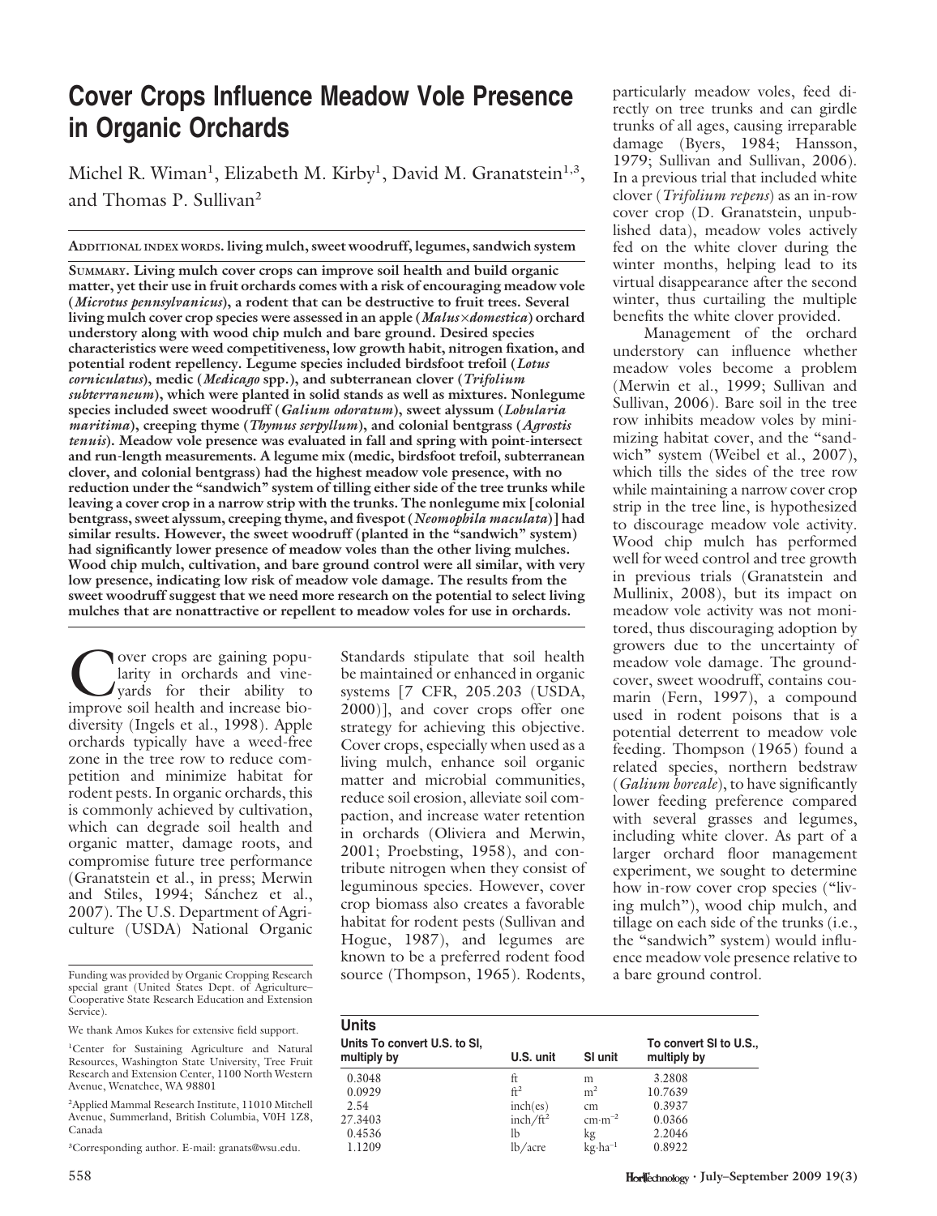# Cover Crops Influence Meadow Vole Presence in Organic Orchards

Michel R. Wiman[1], Elizabeth M. Kirby[1], David M. Granatstein[1,3], and Thomas P. Sullivan[2]

ADDITIONAL INDEX WORDS. living mulch, sweet woodruff, legumes, sandwich system

**SUMMARY. Living mulch cover crops can improve soil health and build organic matter, yet their use in fruit orchards comes with a risk of encouraging meadow vole (*Microtus pennsylvanicus*), a rodent that can be destructive to fruit trees. Several living mulch cover crop species were assessed in an apple (*Malus*×*domestica*) orchard understory along with wood chip mulch and bare ground. Desired species characteristics were weed competitiveness, low growth habit, nitrogen fixation, and potential rodent repellency. Legume species included birdsfoot trefoil (*Lotus corniculatus*), medic (*Medicago* spp.), and subterranean clover (*Trifolium subterraneum*), which were planted in solid stands as well as mixtures. Nonlegume species included sweet woodruff (*Galium odoratum*), sweet alyssum (*Lobularia maritima*), creeping thyme (*Thymus serpyllum*), and colonial bentgrass (*Agrostis tenuis*). Meadow vole presence was evaluated in fall and spring with point-intersect and run-length measurements. A legume mix (medic, birdsfoot trefoil, subterranean clover, and colonial bentgrass) had the highest meadow vole presence, with no reduction under the "sandwich" system of tilling either side of the tree trunks while leaving a cover crop in a narrow strip with the trunks. The nonlegume mix [colonial bentgrass, sweet alyssum, creeping thyme, and fivespot (*Neomophila maculata*)] had similar results. However, the sweet woodruff (planted in the "sandwich" system) had significantly lower presence of meadow voles than the other living mulches. Wood chip mulch, cultivation, and bare ground control were all similar, with very low presence, indicating low risk of meadow vole damage. The results from the sweet woodruff suggest that we need more research on the potential to select living mulches that are nonattractive or repellent to meadow voles for use in orchards.**

Cover crops are gaining popularity in orchards and vineyards for their ability to improve soil health and increase biodiversity (Ingels et al., 1998). Apple orchards typically have a weed-free zone in the tree row to reduce competition and minimize habitat for rodent pests. In organic orchards, this is commonly achieved by cultivation, which can degrade soil health and organic matter, damage roots, and compromise future tree performance (Granatstein et al., in press; Merwin and Stiles, 1994; Sánchez et al., 2007). The U.S. Department of Agriculture (USDA) National Organic Standards stipulate that soil health be maintained or enhanced in organic systems [7 CFR, 205.203 (USDA, 2000)], and cover crops offer one strategy for achieving this objective. Cover crops, especially when used as a living mulch, enhance soil organic matter and microbial communities, reduce soil erosion, alleviate soil compaction, and increase water retention in orchards (Oliviera and Merwin, 2001; Proebsting, 1958), and contribute nitrogen when they consist of leguminous species. However, cover crop biomass also creates a favorable habitat for rodent pests (Sullivan and Hogue, 1987), and legumes are known to be a preferred rodent food source (Thompson, 1965). Rodents, particularly meadow voles, feed directly on tree trunks and can girdle trunks of all ages, causing irreparable damage (Byers, 1984; Hansson, 1979; Sullivan and Sullivan, 2006). In a previous trial that included white clover (*Trifolium repens*) as an in-row cover crop (D. Granatstein, unpublished data), meadow voles actively fed on the white clover during the winter months, helping lead to its virtual disappearance after the second winter, thus curtailing the multiple benefits the white clover provided.

Management of the orchard understory can influence whether meadow voles become a problem (Merwin et al., 1999; Sullivan and Sullivan, 2006). Bare soil in the tree row inhibits meadow voles by minimizing habitat cover, and the "sandwich" system (Weibel et al., 2007), which tills the sides of the tree row while maintaining a narrow cover crop strip in the tree line, is hypothesized to discourage meadow vole activity. Wood chip mulch has performed well for weed control and tree growth in previous trials (Granatstein and Mullinix, 2008), but its impact on meadow vole activity was not monitored, thus discouraging adoption by growers due to the uncertainty of meadow vole damage. The groundcover, sweet woodruff, contains coumarin (Fern, 1997), a compound used in rodent poisons that is a potential deterrent to meadow vole feeding. Thompson (1965) found a related species, northern bedstraw (*Galium boreale*), to have significantly lower feeding preference compared with several grasses and legumes, including white clover. As part of a larger orchard floor management experiment, we sought to determine how in-row cover crop species ("living mulch"), wood chip mulch, and tillage on each side of the trunks (i.e., the "sandwich" system) would influence meadow vole presence relative to a bare ground control.

Funding was provided by Organic Cropping Research special grant (United States Dept. of Agriculture–Cooperative State Research Education and Extension Service).

We thank Amos Kukes for extensive field support.

[1]Center for Sustaining Agriculture and Natural Resources, Washington State University, Tree Fruit Research and Extension Center, 1100 North Western Avenue, Wenatchee, WA 98801

[2]Applied Mammal Research Institute, 11010 Mitchell Avenue, Summerland, British Columbia, V0H 1Z8, Canada

[3]Corresponding author. E-mail: granats@wsu.edu.

**Units**

| Units To convert U.S. to SI, multiply by | U.S. unit | SI unit | To convert SI to U.S., multiply by |
|---|---|---|---|
| 0.3048 | ft | m | 3.2808 |
| 0.0929 | ft$^2$ | m$^2$ | 10.7639 |
| 2.54 | inch(es) | cm | 0.3937 |
| 27.3403 | inch/ft$^2$ | cm·m$^{-2}$ | 0.0366 |
| 0.4536 | lb | kg | 2.2046 |
| 1.1209 | lb/acre | kg·ha$^{-1}$ | 0.8922 |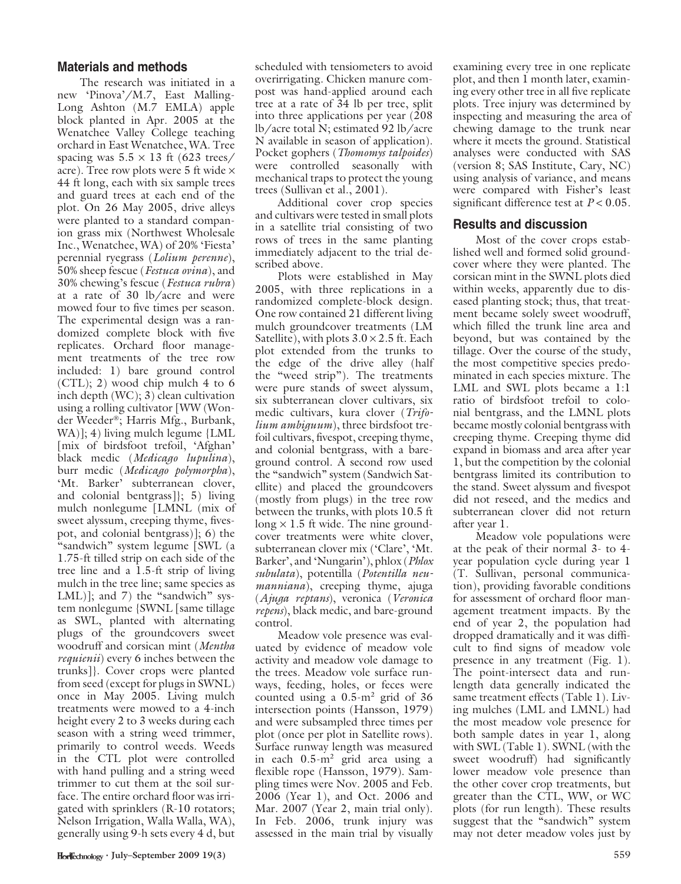## Materials and methods

The research was initiated in a new 'Pinova'/M.7, East Malling-Long Ashton (M.7 EMLA) apple block planted in Apr. 2005 at the Wenatchee Valley College teaching orchard in East Wenatchee, WA. Tree spacing was 5.5 × 13 ft (623 trees/acre). Tree row plots were 5 ft wide × 44 ft long, each with six sample trees and guard trees at each end of the plot. On 26 May 2005, drive alleys were planted to a standard companion grass mix (Northwest Wholesale Inc., Wenatchee, WA) of 20% 'Fiesta' perennial ryegrass (*Lolium perenne*), 50% sheep fescue (*Festuca ovina*), and 30% chewing's fescue (*Festuca rubra*) at a rate of 30 lb/acre and were mowed four to five times per season. The experimental design was a randomized complete block with five replicates. Orchard floor management treatments of the tree row included: 1) bare ground control (CTL); 2) wood chip mulch 4 to 6 inch depth (WC); 3) clean cultivation using a rolling cultivator [WW (Wonder Weeder®; Harris Mfg., Burbank, WA)]; 4) living mulch legume {LML [mix of birdsfoot trefoil, 'Afghan' black medic (*Medicago lupulina*), burr medic (*Medicago polymorpha*), 'Mt. Barker' subterranean clover, and colonial bentgrass]}; 5) living mulch nonlegume [LMNL (mix of sweet alyssum, creeping thyme, fivespot, and colonial bentgrass)]; 6) the "sandwich" system legume [SWL (a 1.75-ft tilled strip on each side of the tree line and a 1.5-ft strip of living mulch in the tree line; same species as LML)]; and 7) the "sandwich" system nonlegume {SWNL [same tillage as SWL, planted with alternating plugs of the groundcovers sweet woodruff and corsican mint (*Mentha requienii*) every 6 inches between the trunks]}. Cover crops were planted from seed (except for plugs in SWNL) once in May 2005. Living mulch treatments were mowed to a 4-inch height every 2 to 3 weeks during each season with a string weed trimmer, primarily to control weeds. Weeds in the CTL plot were controlled with hand pulling and a string weed trimmer to cut them at the soil surface. The entire orchard floor was irrigated with sprinklers (R-10 rotators; Nelson Irrigation, Walla Walla, WA), generally using 9-h sets every 4 d, but scheduled with tensiometers to avoid overirrigating. Chicken manure compost was hand-applied around each tree at a rate of 34 lb per tree, split into three applications per year (208 lb/acre total N; estimated 92 lb/acre N available in season of application). Pocket gophers (*Thomomys talpoides*) were controlled seasonally with mechanical traps to protect the young trees (Sullivan et al., 2001).

Additional cover crop species and cultivars were tested in small plots in a satellite trial consisting of two rows of trees in the same planting immediately adjacent to the trial described above.

Plots were established in May 2005, with three replications in a randomized complete-block design. One row contained 21 different living mulch groundcover treatments (LM Satellite), with plots 3.0 × 2.5 ft. Each plot extended from the trunks to the edge of the drive alley (half the "weed strip"). The treatments were pure stands of sweet alyssum, six subterranean clover cultivars, six medic cultivars, kura clover (*Trifolium ambiguum*), three birdsfoot trefoil cultivars, fivespot, creeping thyme, and colonial bentgrass, with a bare-ground control. A second row used the "sandwich" system (Sandwich Satellite) and placed the groundcovers (mostly from plugs) in the tree row between the trunks, with plots 10.5 ft long × 1.5 ft wide. The nine groundcover treatments were white clover, subterranean clover mix ('Clare', 'Mt. Barker', and 'Nungarin'), phlox (*Phlox subulata*), potentilla (*Potentilla neumanniana*), creeping thyme, ajuga (*Ajuga reptans*), veronica (*Veronica repens*), black medic, and bare-ground control.

Meadow vole presence was evaluated by evidence of meadow vole activity and meadow vole damage to the trees. Meadow vole surface runways, feeding, holes, or feces were counted using a 0.5-$m^2$ grid of 36 intersection points (Hansson, 1979) and were subsampled three times per plot (once per plot in Satellite rows). Surface runway length was measured in each 0.5-$m^2$ grid area using a flexible rope (Hansson, 1979). Sampling times were Nov. 2005 and Feb. 2006 (Year 1), and Oct. 2006 and Mar. 2007 (Year 2, main trial only). In Feb. 2006, trunk injury was assessed in the main trial by visually examining every tree in one replicate plot, and then 1 month later, examining every other tree in all five replicate plots. Tree injury was determined by inspecting and measuring the area of chewing damage to the trunk near where it meets the ground. Statistical analyses were conducted with SAS (version 8; SAS Institute, Cary, NC) using analysis of variance, and means were compared with Fisher's least significant difference test at $P < 0.05$.

## Results and discussion

Most of the cover crops established well and formed solid groundcover where they were planted. The corsican mint in the SWNL plots died within weeks, apparently due to diseased planting stock; thus, that treatment became solely sweet woodruff, which filled the trunk line area and beyond, but was contained by the tillage. Over the course of the study, the most competitive species predominated in each species mixture. The LML and SWL plots became a 1:1 ratio of birdsfoot trefoil to colonial bentgrass, and the LMNL plots became mostly colonial bentgrass with creeping thyme. Creeping thyme did expand in biomass and area after year 1, but the competition by the colonial bentgrass limited its contribution to the stand. Sweet alyssum and fivespot did not reseed, and the medics and subterranean clover did not return after year 1.

Meadow vole populations were at the peak of their normal 3- to 4-year population cycle during year 1 (T. Sullivan, personal communication), providing favorable conditions for assessment of orchard floor management treatment impacts. By the end of year 2, the population had dropped dramatically and it was difficult to find signs of meadow vole presence in any treatment (Fig. 1). The point-intersect data and run-length data generally indicated the same treatment effects (Table 1). Living mulches (LML and LMNL) had the most meadow vole presence for both sample dates in year 1, along with SWL (Table 1). SWNL (with the sweet woodruff) had significantly lower meadow vole presence than the other cover crop treatments, but greater than the CTL, WW, or WC plots (for run length). These results suggest that the "sandwich" system may not deter meadow voles just by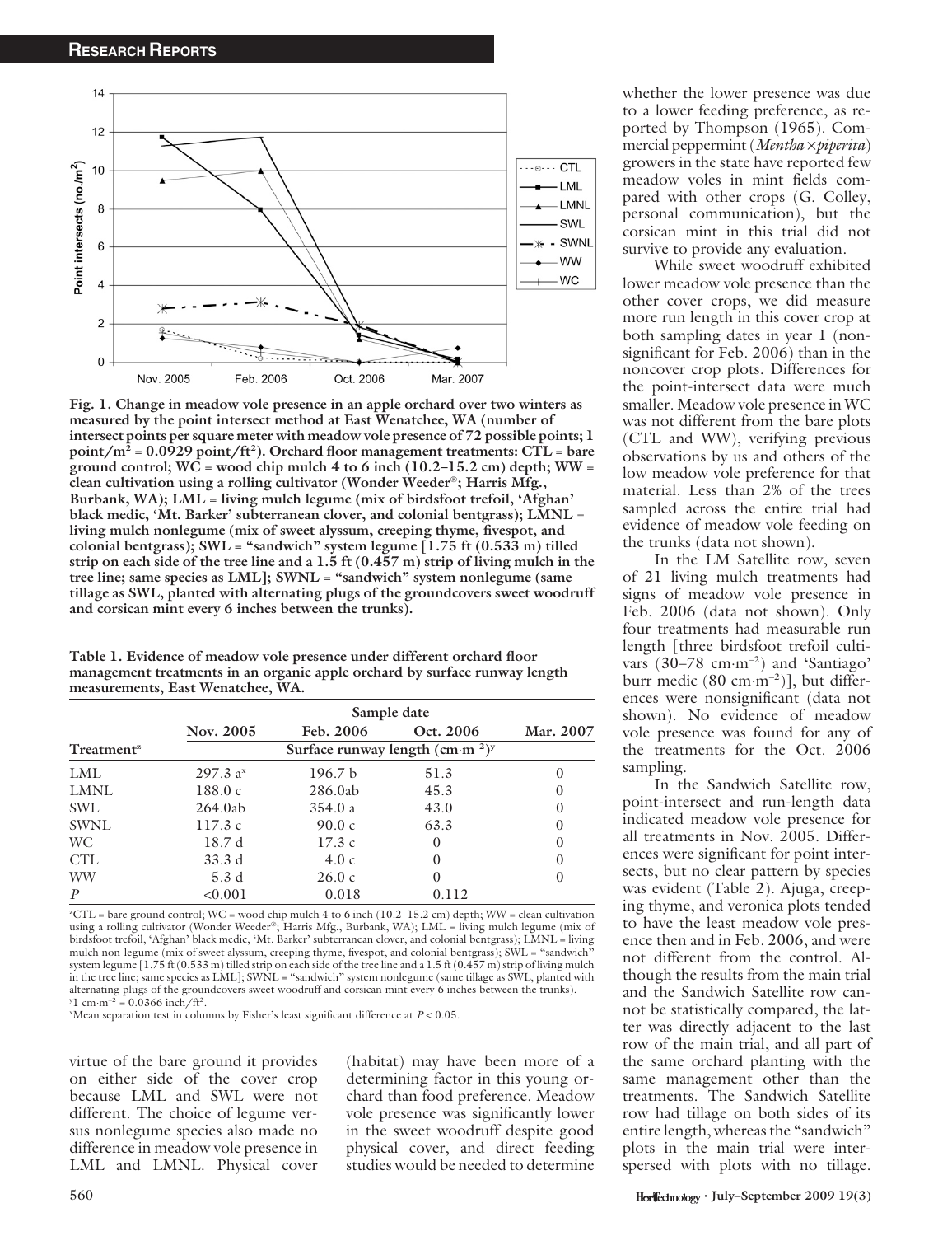Fig. 1. Change in meadow vole presence in an apple orchard over two winters as measured by the point intersect method at East Wenatchee, WA (number of intersect points per square meter with meadow vole presence of 72 possible points; 1 point/m$^2$ = 0.0929 point/ft$^2$). Orchard floor management treatments: CTL = bare ground control; WC = wood chip mulch 4 to 6 inch (10.2–15.2 cm) depth; WW = clean cultivation using a rolling cultivator (Wonder Weeder®; Harris Mfg., Burbank, WA); LML = living mulch legume (mix of birdsfoot trefoil, 'Afghan' black medic, 'Mt. Barker' subterranean clover, and colonial bentgrass); LMNL = living mulch nonlegume (mix of sweet alyssum, creeping thyme, fivespot, and colonial bentgrass); SWL = "sandwich" system legume [1.75 ft (0.533 m) tilled strip on each side of the tree line and a 1.5 ft (0.457 m) strip of living mulch in the tree line; same species as LML]; SWNL = "sandwich" system nonlegume (same tillage as SWL, planted with alternating plugs of the groundcovers sweet woodruff and corsican mint every 6 inches between the trunks).

Table 1. Evidence of meadow vole presence under different orchard floor management treatments in an organic apple orchard by surface runway length measurements, East Wenatchee, WA.

| Treatment[z] | Sample date | | | |
|---|---|---|---|---|
| | Nov. 2005 | Feb. 2006 | Oct. 2006 | Mar. 2007 |
| | Surface runway length (cm·m$^{-2}$)[y] | | | |
| LML | 297.3 a[x] | 196.7 b | 51.3 | 0 |
| LMNL | 188.0 c | 286.0ab | 45.3 | 0 |
| SWL | 264.0ab | 354.0 a | 43.0 | 0 |
| SWNL | 117.3 c | 90.0 c | 63.3 | 0 |
| WC | 18.7 d | 17.3 c | 0 | 0 |
| CTL | 33.3 d | 4.0 c | 0 | 0 |
| WW | 5.3 d | 26.0 c | 0 | 0 |
| $P$ | <0.001 | 0.018 | 0.112 | |

[z]CTL = bare ground control; WC = wood chip mulch 4 to 6 inch (10.2–15.2 cm) depth; WW = clean cultivation using a rolling cultivator (Wonder Weeder®; Harris Mfg., Burbank, WA); LML = living mulch legume (mix of birdsfoot trefoil, 'Afghan' black medic, 'Mt. Barker' subterranean clover, and colonial bentgrass); LMNL = living mulch non-legume (mix of sweet alyssum, creeping thyme, fivespot, and colonial bentgrass); SWL = "sandwich" system legume [1.75 ft (0.533 m) tilled strip on each side of the tree line and a 1.5 ft (0.457 m) strip of living mulch in the tree line; same species as LML]; SWNL = "sandwich" system nonlegume (same tillage as SWL, planted with alternating plugs of the groundcovers sweet woodruff and corsican mint every 6 inches between the trunks).
[y]1 cm·m$^{-2}$ = 0.0366 inch/ft$^2$.
[x]Mean separation test in columns by Fisher's least significant difference at $P < 0.05$.

virtue of the bare ground it provides on either side of the cover crop because LML and SWL were not different. The choice of legume versus nonlegume species also made no difference in meadow vole presence in LML and LMNL. Physical cover (habitat) may have been more of a determining factor in this young orchard than food preference. Meadow vole presence was significantly lower in the sweet woodruff despite good physical cover, and direct feeding studies would be needed to determine whether the lower presence was due to a lower feeding preference, as reported by Thompson (1965). Commercial peppermint (*Mentha ×piperita*) growers in the state have reported few meadow voles in mint fields compared with other crops (G. Colley, personal communication), but the corsican mint in this trial did not survive to provide any evaluation.

While sweet woodruff exhibited lower meadow vole presence than the other cover crops, we did measure more run length in this cover crop at both sampling dates in year 1 (nonsignificant for Feb. 2006) than in the noncover crop plots. Differences for the point-intersect data were much smaller. Meadow vole presence in WC was not different from the bare plots (CTL and WW), verifying previous observations by us and others of the low meadow vole preference for that material. Less than 2% of the trees sampled across the entire trial had evidence of meadow vole feeding on the trunks (data not shown).

In the LM Satellite row, seven of 21 living mulch treatments had signs of meadow vole presence in Feb. 2006 (data not shown). Only four treatments had measurable run length [three birdsfoot trefoil cultivars (30–78 cm·m$^{-2}$) and 'Santiago' burr medic (80 cm·m$^{-2}$)], but differences were nonsignificant (data not shown). No evidence of meadow vole presence was found for any of the treatments for the Oct. 2006 sampling.

In the Sandwich Satellite row, point-intersect and run-length data indicated meadow vole presence for all treatments in Nov. 2005. Differences were significant for point intersects, but no clear pattern by species was evident (Table 2). Ajuga, creeping thyme, and veronica plots tended to have the least meadow vole presence then and in Feb. 2006, and were not different from the control. Although the results from the main trial and the Sandwich Satellite row cannot be statistically compared, the latter was directly adjacent to the last row of the main trial, and all part of the same orchard planting with the same management other than the treatments. The Sandwich Satellite row had tillage on both sides of its entire length, whereas the "sandwich" plots in the main trial were interspersed with plots with no tillage.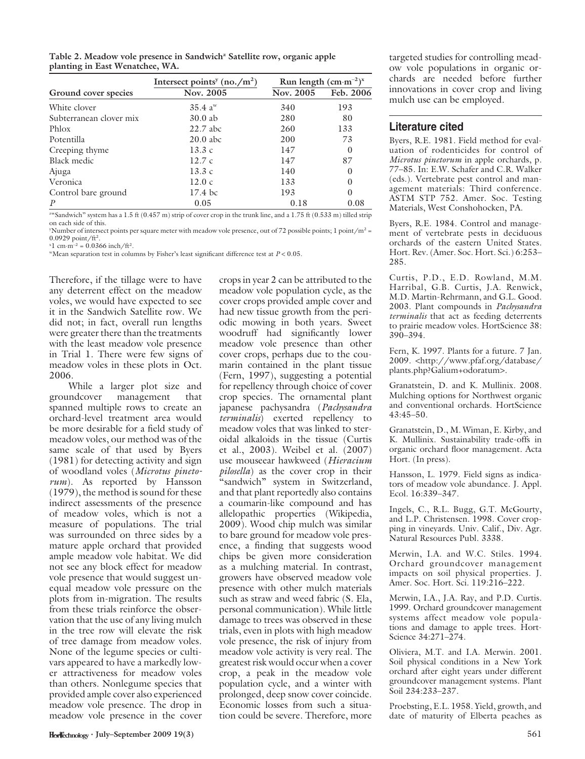**Table 2. Meadow vole presence in Sandwich[z] Satellite row, organic apple planting in East Wenatchee, WA.**

| Ground cover species | Intersect points[y] (no./m²) | Run length ($cm \cdot m^{-2}$)[x] | |
|---|---|---|---|
| | Nov. 2005 | Nov. 2005 | Feb. 2006 |
| White clover | 35.4 a[w] | 340 | 193 |
| Subterranean clover mix | 30.0 ab | 280 | 80 |
| Phlox | 22.7 abc | 260 | 133 |
| Potentilla | 20.0 abc | 200 | 73 |
| Creeping thyme | 13.3 c | 147 | 0 |
| Black medic | 12.7 c | 147 | 87 |
| Ajuga | 13.3 c | 140 | 0 |
| Veronica | 12.0 c | 133 | 0 |
| Control bare ground | 17.4 bc | 193 | 0 |
| *P* | 0.05 | 0.18 | 0.08 |

[z]"Sandwich" system has a 1.5 ft (0.457 m) strip of cover crop in the trunk line, and a 1.75 ft (0.533 m) tilled strip on each side of this.

[y]Number of intersect points per square meter with meadow vole presence, out of 72 possible points; 1 point/m² = 0.0929 point/ft².

[x]1 $cm \cdot m^{-2}$ = 0.0366 inch/ft².

[w]Mean separation test in columns by Fisher's least significant difference test at $P < 0.05$.

Therefore, if the tillage were to have any deterrent effect on the meadow voles, we would have expected to see it in the Sandwich Satellite row. We did not; in fact, overall run lengths were greater there than the treatments with the least meadow vole presence in Trial 1. There were few signs of meadow voles in these plots in Oct. 2006.

While a larger plot size and groundcover management that spanned multiple rows to create an orchard-level treatment area would be more desirable for a field study of meadow voles, our method was of the same scale of that used by Byers (1981) for detecting activity and sign of woodland voles (*Microtus pinetorum*). As reported by Hansson (1979), the method is sound for these indirect assessments of the presence of meadow voles, which is not a measure of populations. The trial was surrounded on three sides by a mature apple orchard that provided ample meadow vole habitat. We did not see any block effect for meadow vole presence that would suggest unequal meadow vole pressure on the plots from in-migration. The results from these trials reinforce the observation that the use of any living mulch in the tree row will elevate the risk of tree damage from meadow voles. None of the legume species or cultivars appeared to have a markedly lower attractiveness for meadow voles than others. Nonlegume species that provided ample cover also experienced meadow vole presence. The drop in meadow vole presence in the cover crops in year 2 can be attributed to the meadow vole population cycle, as the cover crops provided ample cover and had new tissue growth from the periodic mowing in both years. Sweet woodruff had significantly lower meadow vole presence than other cover crops, perhaps due to the coumarin contained in the plant tissue (Fern, 1997), suggesting a potential for repellency through choice of cover crop species. The ornamental plant japanese pachysandra (*Pachysandra terminalis*) exerted repellency to meadow voles that was linked to steroidal alkaloids in the tissue (Curtis et al., 2003). Weibel et al. (2007) use mouseear hawkweed (*Hieracium pilosella*) as the cover crop in their "sandwich" system in Switzerland, and that plant reportedly also contains a coumarin-like compound and has allelopathic properties (Wikipedia, 2009). Wood chip mulch was similar to bare ground for meadow vole presence, a finding that suggests wood chips be given more consideration as a mulching material. In contrast, growers have observed meadow vole presence with other mulch materials such as straw and weed fabric (S. Ela, personal communication). While little damage to trees was observed in these trials, even in plots with high meadow vole presence, the risk of injury from meadow vole activity is very real. The greatest risk would occur when a cover crop, a peak in the meadow vole population cycle, and a winter with prolonged, deep snow cover coincide. Economic losses from such a situation could be severe. Therefore, more targeted studies for controlling meadow vole populations in organic orchards are needed before further innovations in cover crop and living mulch use can be employed.

## Literature cited

Byers, R.E. 1981. Field method for evaluation of rodenticides for control of *Microtus pinetorum* in apple orchards, p. 77–85. In: E.W. Schafer and C.R. Walker (eds.). Vertebrate pest control and management materials: Third conference. ASTM STP 752. Amer. Soc. Testing Materials, West Conshohocken, PA.

Byers, R.E. 1984. Control and management of vertebrate pests in deciduous orchards of the eastern United States. Hort. Rev. (Amer. Soc. Hort. Sci.) 6:253–285.

Curtis, P.D., E.D. Rowland, M.M. Harribal, G.B. Curtis, J.A. Renwick, M.D. Martin-Rehrmann, and G.L. Good. 2003. Plant compounds in *Pachysandra terminalis* that act as feeding deterrents to prairie meadow voles. HortScience 38: 390–394.

Fern, K. 1997. Plants for a future. 7 Jan. 2009. <http://www.pfaf.org/database/plants.php?Galium+odoratum>.

Granatstein, D. and K. Mullinix. 2008. Mulching options for Northwest organic and conventional orchards. HortScience 43:45–50.

Granatstein, D., M. Wiman, E. Kirby, and K. Mullinix. Sustainability trade-offs in organic orchard floor management. Acta Hort. (In press).

Hansson, L. 1979. Field signs as indicators of meadow vole abundance. J. Appl. Ecol. 16:339–347.

Ingels, C., R.L. Bugg, G.T. McGourty, and L.P. Christensen. 1998. Cover cropping in vineyards. Univ. Calif., Div. Agr. Natural Resources Publ. 3338.

Merwin, I.A. and W.C. Stiles. 1994. Orchard groundcover management impacts on soil physical properties. J. Amer. Soc. Hort. Sci. 119:216–222.

Merwin, I.A., J.A. Ray, and P.D. Curtis. 1999. Orchard groundcover management systems affect meadow vole populations and damage to apple trees. HortScience 34:271–274.

Oliviera, M.T. and I.A. Merwin. 2001. Soil physical conditions in a New York orchard after eight years under different groundcover management systems. Plant Soil 234:233–237.

Proebsting, E.L. 1958. Yield, growth, and date of maturity of Elberta peaches as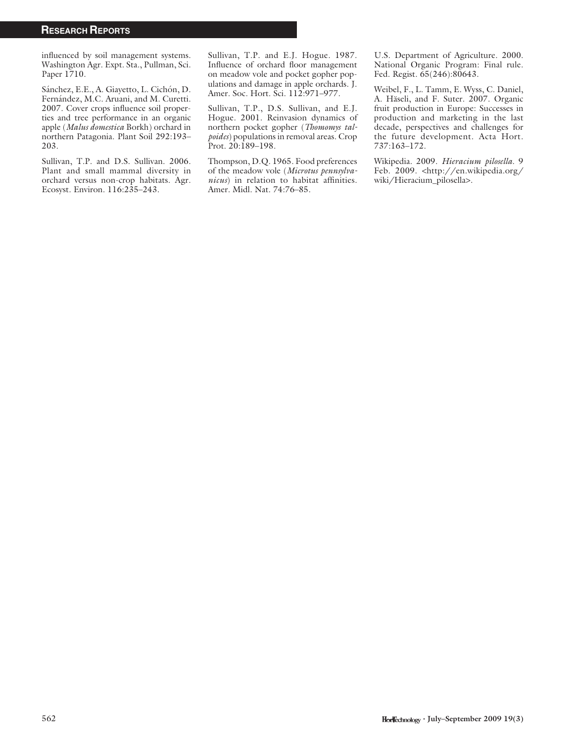influenced by soil management systems. Washington Agr. Expt. Sta., Pullman, Sci. Paper 1710.

Sánchez, E.E., A. Giayetto, L. Cichón, D. Fernández, M.C. Aruani, and M. Curetti. 2007. Cover crops influence soil properties and tree performance in an organic apple (*Malus domestica* Borkh) orchard in northern Patagonia. Plant Soil 292:193–203.

Sullivan, T.P. and D.S. Sullivan. 2006. Plant and small mammal diversity in orchard versus non-crop habitats. Agr. Ecosyst. Environ. 116:235–243.

Sullivan, T.P. and E.J. Hogue. 1987. Influence of orchard floor management on meadow vole and pocket gopher populations and damage in apple orchards. J. Amer. Soc. Hort. Sci. 112:971–977.

Sullivan, T.P., D.S. Sullivan, and E.J. Hogue. 2001. Reinvasion dynamics of northern pocket gopher (*Thomomys talpoides*) populations in removal areas. Crop Prot. 20:189–198.

Thompson, D.Q. 1965. Food preferences of the meadow vole (*Microtus pennsylvanicus*) in relation to habitat affinities. Amer. Midl. Nat. 74:76–85.

U.S. Department of Agriculture. 2000. National Organic Program: Final rule. Fed. Regist. 65(246):80643.

Weibel, F., L. Tamm, E. Wyss, C. Daniel, A. Häseli, and F. Suter. 2007. Organic fruit production in Europe: Successes in production and marketing in the last decade, perspectives and challenges for the future development. Acta Hort. 737:163–172.

Wikipedia. 2009. *Hieracium pilosella*. 9 Feb. 2009. <http://en.wikipedia.org/wiki/Hieracium_pilosella>.